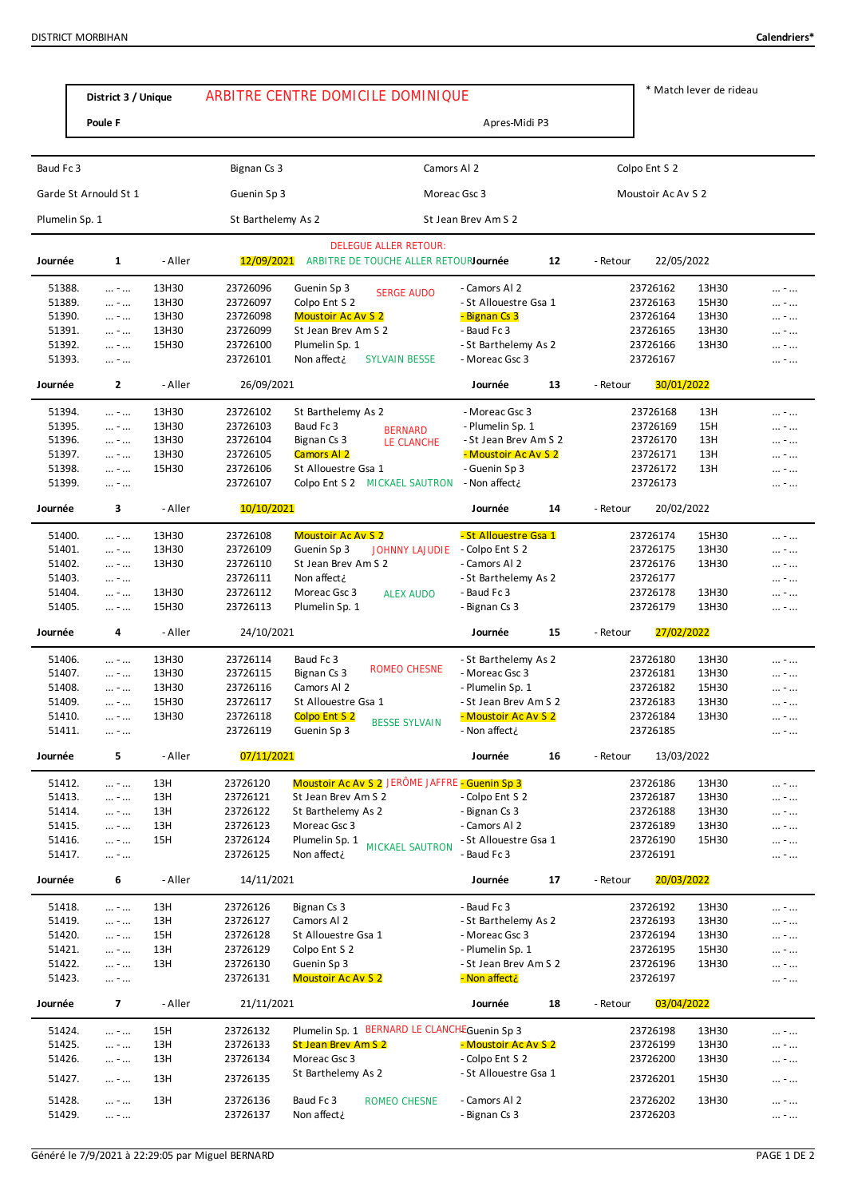**District 3 / Unique** ARBITRE CENTRE DOMICILE DOMINIQUE

**Poule F** Apres-Midi P3

\* Match lever de rideau

| | | | |
|---|---|---|---|
| Baud Fc 3 | Bignan Cs 3 | Camors Al 2 | Colpo Ent S 2 |
| Garde St Arnould St 1 | Guenin Sp 3 | Moreac Gsc 3 | Moustoir Ac Av S 2 |
| Plumelin Sp. 1 | St Barthelemy As 2 | St Jean Brev Am S 2 | |

DELEGUE ALLER RETOUR:
ARBITRE DE TOUCHE ALLER RETOUR

**Journée 1** - Aller 12/09/2021 — **Journée 12** - Retour 22/05/2022

| N° | Score | Heure | Code | Domicile | Officiel | Extérieur | Code retour | Heure retour | Score retour |
|---|---|---|---|---|---|---|---|---|---|
| 51388. | ... - ... | 13H30 | 23726096 | Guenin Sp 3 | SERGE AUDO | - Camors Al 2 | 23726162 | 13H30 | ... - ... |
| 51389. | ... - ... | 13H30 | 23726097 | Colpo Ent S 2 | | - St Allouestre Gsa 1 | 23726163 | 15H30 | ... - ... |
| 51390. | ... - ... | 13H30 | 23726098 | Moustoir Ac Av S 2 | | - Bignan Cs 3 | 23726164 | 13H30 | ... - ... |
| 51391. | ... - ... | 13H30 | 23726099 | St Jean Brev Am S 2 | | - Baud Fc 3 | 23726165 | 13H30 | ... - ... |
| 51392. | ... - ... | 15H30 | 23726100 | Plumelin Sp. 1 | | - St Barthelemy As 2 | 23726166 | 13H30 | ... - ... |
| 51393. | ... - ... | | 23726101 | Non affect¿ | SYLVAIN BESSE | - Moreac Gsc 3 | 23726167 | | ... - ... |

**Journée 2** - Aller 26/09/2021 — **Journée 13** - Retour 30/01/2022

| N° | Score | Heure | Code | Domicile | Officiel | Extérieur | Code retour | Heure retour | Score retour |
|---|---|---|---|---|---|---|---|---|---|
| 51394. | ... - ... | 13H30 | 23726102 | St Barthelemy As 2 | | - Moreac Gsc 3 | 23726168 | 13H | ... - ... |
| 51395. | ... - ... | 13H30 | 23726103 | Baud Fc 3 | BERNARD LE CLANCHE | - Plumelin Sp. 1 | 23726169 | 15H | ... - ... |
| 51396. | ... - ... | 13H30 | 23726104 | Bignan Cs 3 | | - St Jean Brev Am S 2 | 23726170 | 13H | ... - ... |
| 51397. | ... - ... | 13H30 | 23726105 | Camors Al 2 | | - Moustoir Ac Av S 2 | 23726171 | 13H | ... - ... |
| 51398. | ... - ... | 15H30 | 23726106 | St Allouestre Gsa 1 | | - Guenin Sp 3 | 23726172 | 13H | ... - ... |
| 51399. | ... - ... | | 23726107 | Colpo Ent S 2 | MICKAEL SAUTRON | - Non affect¿ | 23726173 | | ... - ... |

**Journée 3** - Aller 10/10/2021 — **Journée 14** - Retour 20/02/2022

| N° | Score | Heure | Code | Domicile | Officiel | Extérieur | Code retour | Heure retour | Score retour |
|---|---|---|---|---|---|---|---|---|---|
| 51400. | ... - ... | 13H30 | 23726108 | Moustoir Ac Av S 2 | | - St Allouestre Gsa 1 | 23726174 | 15H30 | ... - ... |
| 51401. | ... - ... | 13H30 | 23726109 | Guenin Sp 3 | JOHNNY LAJUDIE | - Colpo Ent S 2 | 23726175 | 13H30 | ... - ... |
| 51402. | ... - ... | 13H30 | 23726110 | St Jean Brev Am S 2 | | - Camors Al 2 | 23726176 | 13H30 | ... - ... |
| 51403. | ... - ... | | 23726111 | Non affect¿ | | - St Barthelemy As 2 | 23726177 | | ... - ... |
| 51404. | ... - ... | 13H30 | 23726112 | Moreac Gsc 3 | ALEX AUDO | - Baud Fc 3 | 23726178 | 13H30 | ... - ... |
| 51405. | ... - ... | 15H30 | 23726113 | Plumelin Sp. 1 | | - Bignan Cs 3 | 23726179 | 13H30 | ... - ... |

**Journée 4** - Aller 24/10/2021 — **Journée 15** - Retour 27/02/2022

| N° | Score | Heure | Code | Domicile | Officiel | Extérieur | Code retour | Heure retour | Score retour |
|---|---|---|---|---|---|---|---|---|---|
| 51406. | ... - ... | 13H30 | 23726114 | Baud Fc 3 | ROMEO CHESNE | - St Barthelemy As 2 | 23726180 | 13H30 | ... - ... |
| 51407. | ... - ... | 13H30 | 23726115 | Bignan Cs 3 | | - Moreac Gsc 3 | 23726181 | 13H30 | ... - ... |
| 51408. | ... - ... | 13H30 | 23726116 | Camors Al 2 | | - Plumelin Sp. 1 | 23726182 | 15H30 | ... - ... |
| 51409. | ... - ... | 15H30 | 23726117 | St Allouestre Gsa 1 | | - St Jean Brev Am S 2 | 23726183 | 13H30 | ... - ... |
| 51410. | ... - ... | 13H30 | 23726118 | Colpo Ent S 2 | BESSE SYLVAIN | - Moustoir Ac Av S 2 | 23726184 | 13H30 | ... - ... |
| 51411. | ... - ... | | 23726119 | Guenin Sp 3 | | - Non affect¿ | 23726185 | | ... - ... |

**Journée 5** - Aller 07/11/2021 — **Journée 16** - Retour 13/03/2022

| N° | Score | Heure | Code | Domicile | Officiel | Extérieur | Code retour | Heure retour | Score retour |
|---|---|---|---|---|---|---|---|---|---|
| 51412. | ... - ... | 13H | 23726120 | Moustoir Ac Av S 2 | JERÔME JAFFRE | - Guenin Sp 3 | 23726186 | 13H30 | ... - ... |
| 51413. | ... - ... | 13H | 23726121 | St Jean Brev Am S 2 | | - Colpo Ent S 2 | 23726187 | 13H30 | ... - ... |
| 51414. | ... - ... | 13H | 23726122 | St Barthelemy As 2 | | - Bignan Cs 3 | 23726188 | 13H30 | ... - ... |
| 51415. | ... - ... | 13H | 23726123 | Moreac Gsc 3 | | - Camors Al 2 | 23726189 | 13H30 | ... - ... |
| 51416. | ... - ... | 15H | 23726124 | Plumelin Sp. 1 | MICKAEL SAUTRON | - St Allouestre Gsa 1 | 23726190 | 15H30 | ... - ... |
| 51417. | ... - ... | | 23726125 | Non affect¿ | | - Baud Fc 3 | 23726191 | | ... - ... |

**Journée 6** - Aller 14/11/2021 — **Journée 17** - Retour 20/03/2022

| N° | Score | Heure | Code | Domicile | Officiel | Extérieur | Code retour | Heure retour | Score retour |
|---|---|---|---|---|---|---|---|---|---|
| 51418. | ... - ... | 13H | 23726126 | Bignan Cs 3 | | - Baud Fc 3 | 23726192 | 13H30 | ... - ... |
| 51419. | ... - ... | 13H | 23726127 | Camors Al 2 | | - St Barthelemy As 2 | 23726193 | 13H30 | ... - ... |
| 51420. | ... - ... | 15H | 23726128 | St Allouestre Gsa 1 | | - Moreac Gsc 3 | 23726194 | 13H30 | ... - ... |
| 51421. | ... - ... | 13H | 23726129 | Colpo Ent S 2 | | - Plumelin Sp. 1 | 23726195 | 15H30 | ... - ... |
| 51422. | ... - ... | 13H | 23726130 | Guenin Sp 3 | | - St Jean Brev Am S 2 | 23726196 | 13H30 | ... - ... |
| 51423. | ... - ... | | 23726131 | Moustoir Ac Av S 2 | | - Non affect¿ | 23726197 | | ... - ... |

**Journée 7** - Aller 21/11/2021 — **Journée 18** - Retour 03/04/2022

| N° | Score | Heure | Code | Domicile | Officiel | Extérieur | Code retour | Heure retour | Score retour |
|---|---|---|---|---|---|---|---|---|---|
| 51424. | ... - ... | 15H | 23726132 | Plumelin Sp. 1 | BERNARD LE CLANCHE | Guenin Sp 3 | 23726198 | 13H30 | ... - ... |
| 51425. | ... - ... | 13H | 23726133 | St Jean Brev Am S 2 | | - Moustoir Ac Av S 2 | 23726199 | 13H30 | ... - ... |
| 51426. | ... - ... | 13H | 23726134 | Moreac Gsc 3 | | - Colpo Ent S 2 | 23726200 | 13H30 | ... - ... |
| 51427. | ... - ... | 13H | 23726135 | St Barthelemy As 2 | | - St Allouestre Gsa 1 | 23726201 | 15H30 | ... - ... |
| 51428. | ... - ... | 13H | 23726136 | Baud Fc 3 | ROMEO CHESNE | - Camors Al 2 | 23726202 | 13H30 | ... - ... |
| 51429. | ... - ... | | 23726137 | Non affect¿ | | - Bignan Cs 3 | 23726203 | | ... - ... |

Généré le 7/9/2021 à 22:29:05 par Miguel BERNARD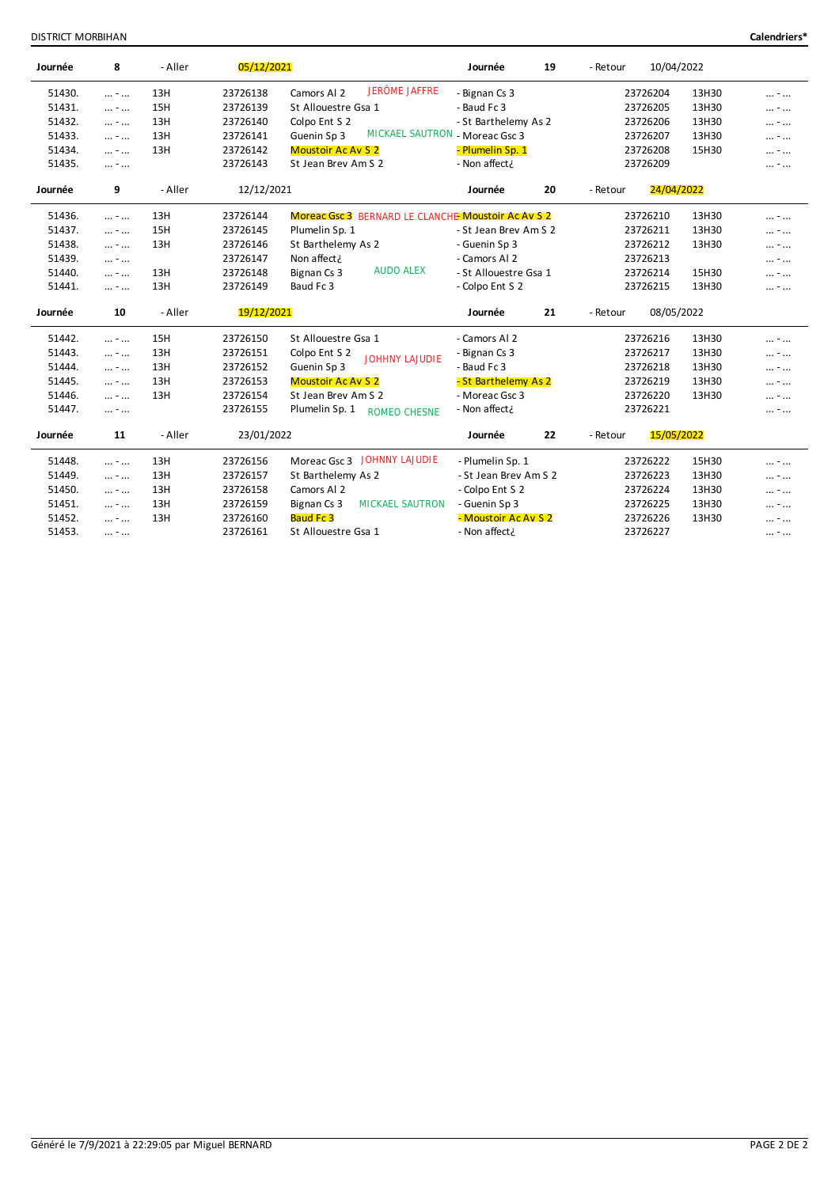| Journée | 8 | - Aller | 05/12/2021 | | | Journée | 19 | - Retour | 10/04/2022 | |
|---|---|---|---|---|---|---|---|---|---|---|
| 51430. | ... - ... | 13H | 23726138 | Camors Al 2 | JERÔME JAFFRE | - Bignan Cs 3 | | 23726204 | 13H30 | ... - ... |
| 51431. | ... - ... | 15H | 23726139 | St Allouestre Gsa 1 | | - Baud Fc 3 | | 23726205 | 13H30 | ... - ... |
| 51432. | ... - ... | 13H | 23726140 | Colpo Ent S 2 | | - St Barthelemy As 2 | | 23726206 | 13H30 | ... - ... |
| 51433. | ... - ... | 13H | 23726141 | Guenin Sp 3 | MICKAEL SAUTRON | - Moreac Gsc 3 | | 23726207 | 13H30 | ... - ... |
| 51434. | ... - ... | 13H | 23726142 | Moustoir Ac Av S 2 | | - Plumelin Sp. 1 | | 23726208 | 15H30 | ... - ... |
| 51435. | ... - ... | | 23726143 | St Jean Brev Am S 2 | | - Non affect¿ | | 23726209 | | ... - ... |
| **Journée** | **9** | - Aller | 12/12/2021 | | | **Journée** | **20** | - Retour | 24/04/2022 | |
| 51436. | ... - ... | 13H | 23726144 | Moreac Gsc 3 | BERNARD LE CLANCHE | - Moustoir Ac Av S 2 | | 23726210 | 13H30 | ... - ... |
| 51437. | ... - ... | 15H | 23726145 | Plumelin Sp. 1 | | - St Jean Brev Am S 2 | | 23726211 | 13H30 | ... - ... |
| 51438. | ... - ... | 13H | 23726146 | St Barthelemy As 2 | | - Guenin Sp 3 | | 23726212 | 13H30 | ... - ... |
| 51439. | ... - ... | | 23726147 | Non affect¿ | | - Camors Al 2 | | 23726213 | | ... - ... |
| 51440. | ... - ... | 13H | 23726148 | Bignan Cs 3 | AUDO ALEX | - St Allouestre Gsa 1 | | 23726214 | 15H30 | ... - ... |
| 51441. | ... - ... | 13H | 23726149 | Baud Fc 3 | | - Colpo Ent S 2 | | 23726215 | 13H30 | ... - ... |
| **Journée** | **10** | - Aller | 19/12/2021 | | | **Journée** | **21** | - Retour | 08/05/2022 | |
| 51442. | ... - ... | 15H | 23726150 | St Allouestre Gsa 1 | | - Camors Al 2 | | 23726216 | 13H30 | ... - ... |
| 51443. | ... - ... | 13H | 23726151 | Colpo Ent S 2 | JOHHNY LAJUDIE | - Bignan Cs 3 | | 23726217 | 13H30 | ... - ... |
| 51444. | ... - ... | 13H | 23726152 | Guenin Sp 3 | | - Baud Fc 3 | | 23726218 | 13H30 | ... - ... |
| 51445. | ... - ... | 13H | 23726153 | Moustoir Ac Av S 2 | | - St Barthelemy As 2 | | 23726219 | 13H30 | ... - ... |
| 51446. | ... - ... | 13H | 23726154 | St Jean Brev Am S 2 | | - Moreac Gsc 3 | | 23726220 | 13H30 | ... - ... |
| 51447. | ... - ... | | 23726155 | Plumelin Sp. 1 | ROMEO CHESNE | - Non affect¿ | | 23726221 | | ... - ... |
| **Journée** | **11** | - Aller | 23/01/2022 | | | **Journée** | **22** | - Retour | 15/05/2022 | |
| 51448. | ... - ... | 13H | 23726156 | Moreac Gsc 3 | JOHNNY LAJUDIE | - Plumelin Sp. 1 | | 23726222 | 15H30 | ... - ... |
| 51449. | ... - ... | 13H | 23726157 | St Barthelemy As 2 | | - St Jean Brev Am S 2 | | 23726223 | 13H30 | ... - ... |
| 51450. | ... - ... | 13H | 23726158 | Camors Al 2 | | - Colpo Ent S 2 | | 23726224 | 13H30 | ... - ... |
| 51451. | ... - ... | 13H | 23726159 | Bignan Cs 3 | MICKAEL SAUTRON | - Guenin Sp 3 | | 23726225 | 13H30 | ... - ... |
| 51452. | ... - ... | 13H | 23726160 | Baud Fc 3 | | - Moustoir Ac Av S 2 | | 23726226 | 13H30 | ... - ... |
| 51453. | ... - ... | | 23726161 | St Allouestre Gsa 1 | | - Non affect¿ | | 23726227 | | ... - ... |

Généré le 7/9/2021 à 22:29:05 par Miguel BERNARD